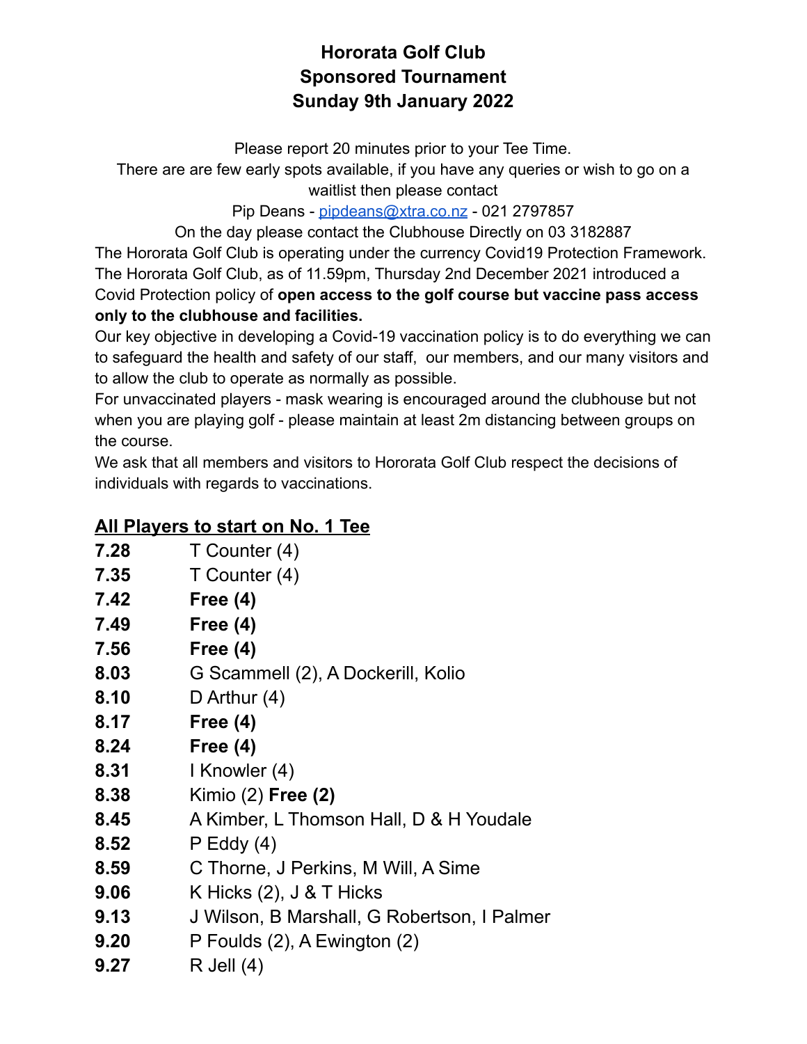# Hororata Golf Club
# Sponsored Tournament
# Sunday 9th January 2022

Please report 20 minutes prior to your Tee Time.
There are are few early spots available, if you have any queries or wish to go on a waitlist then please contact
Pip Deans - pipdeans@xtra.co.nz - 021 2797857
On the day please contact the Clubhouse Directly on 03 3182887

The Hororata Golf Club is operating under the currency Covid19 Protection Framework. The Hororata Golf Club, as of 11.59pm, Thursday 2nd December 2021 introduced a Covid Protection policy of **open access to the golf course but vaccine pass access only to the clubhouse and facilities.**

Our key objective in developing a Covid-19 vaccination policy is to do everything we can to safeguard the health and safety of our staff, our members, and our many visitors and to allow the club to operate as normally as possible.

For unvaccinated players - mask wearing is encouraged around the clubhouse but not when you are playing golf - please maintain at least 2m distancing between groups on the course.

We ask that all members and visitors to Hororata Golf Club respect the decisions of individuals with regards to vaccinations.

## All Players to start on No. 1 Tee

| Time | Players |
|---|---|
| **7.28** | T Counter (4) |
| **7.35** | T Counter (4) |
| **7.42** | **Free (4)** |
| **7.49** | **Free (4)** |
| **7.56** | **Free (4)** |
| **8.03** | G Scammell (2), A Dockerill, Kolio |
| **8.10** | D Arthur (4) |
| **8.17** | **Free (4)** |
| **8.24** | **Free (4)** |
| **8.31** | I Knowler (4) |
| **8.38** | Kimio (2) **Free (2)** |
| **8.45** | A Kimber, L Thomson Hall, D & H Youdale |
| **8.52** | P Eddy (4) |
| **8.59** | C Thorne, J Perkins, M Will, A Sime |
| **9.06** | K Hicks (2), J & T Hicks |
| **9.13** | J Wilson, B Marshall, G Robertson, I Palmer |
| **9.20** | P Foulds (2), A Ewington (2) |
| **9.27** | R Jell (4) |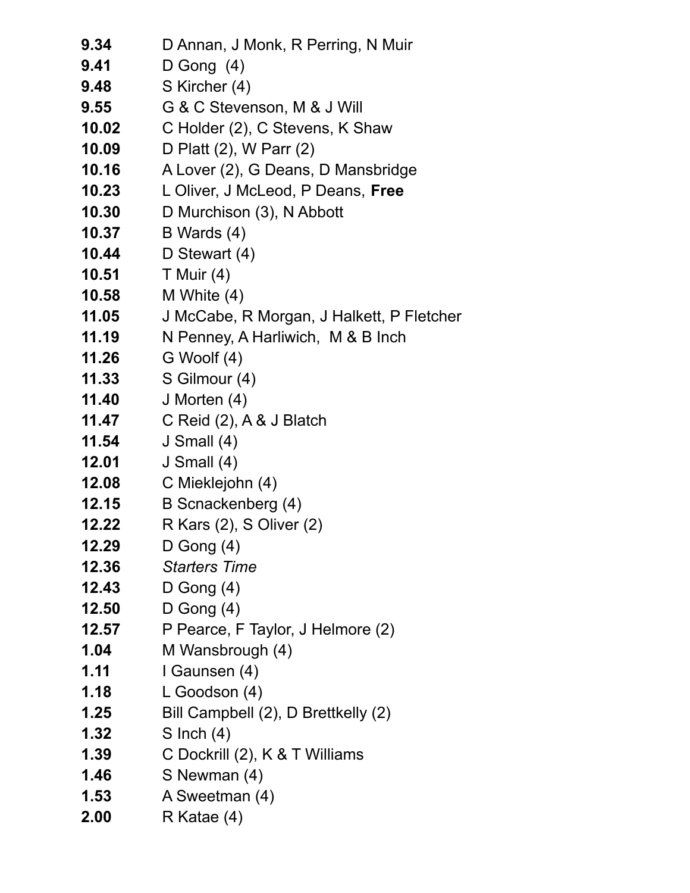| | |
|---|---|
| **9.34** | D Annan, J Monk, R Perring, N Muir |
| **9.41** | D Gong (4) |
| **9.48** | S Kircher (4) |
| **9.55** | G & C Stevenson, M & J Will |
| **10.02** | C Holder (2), C Stevens, K Shaw |
| **10.09** | D Platt (2), W Parr (2) |
| **10.16** | A Lover (2), G Deans, D Mansbridge |
| **10.23** | L Oliver, J McLeod, P Deans, **Free** |
| **10.30** | D Murchison (3), N Abbott |
| **10.37** | B Wards (4) |
| **10.44** | D Stewart (4) |
| **10.51** | T Muir (4) |
| **10.58** | M White (4) |
| **11.05** | J McCabe, R Morgan, J Halkett, P Fletcher |
| **11.19** | N Penney, A Harliwich, M & B Inch |
| **11.26** | G Woolf (4) |
| **11.33** | S Gilmour (4) |
| **11.40** | J Morten (4) |
| **11.47** | C Reid (2), A & J Blatch |
| **11.54** | J Small (4) |
| **12.01** | J Small (4) |
| **12.08** | C Mieklejohn (4) |
| **12.15** | B Scnackenberg (4) |
| **12.22** | R Kars (2), S Oliver (2) |
| **12.29** | D Gong (4) |
| **12.36** | *Starters Time* |
| **12.43** | D Gong (4) |
| **12.50** | D Gong (4) |
| **12.57** | P Pearce, F Taylor, J Helmore (2) |
| **1.04** | M Wansbrough (4) |
| **1.11** | I Gaunsen (4) |
| **1.18** | L Goodson (4) |
| **1.25** | Bill Campbell (2), D Brettkelly (2) |
| **1.32** | S Inch (4) |
| **1.39** | C Dockrill (2), K & T Williams |
| **1.46** | S Newman (4) |
| **1.53** | A Sweetman (4) |
| **2.00** | R Katae (4) |